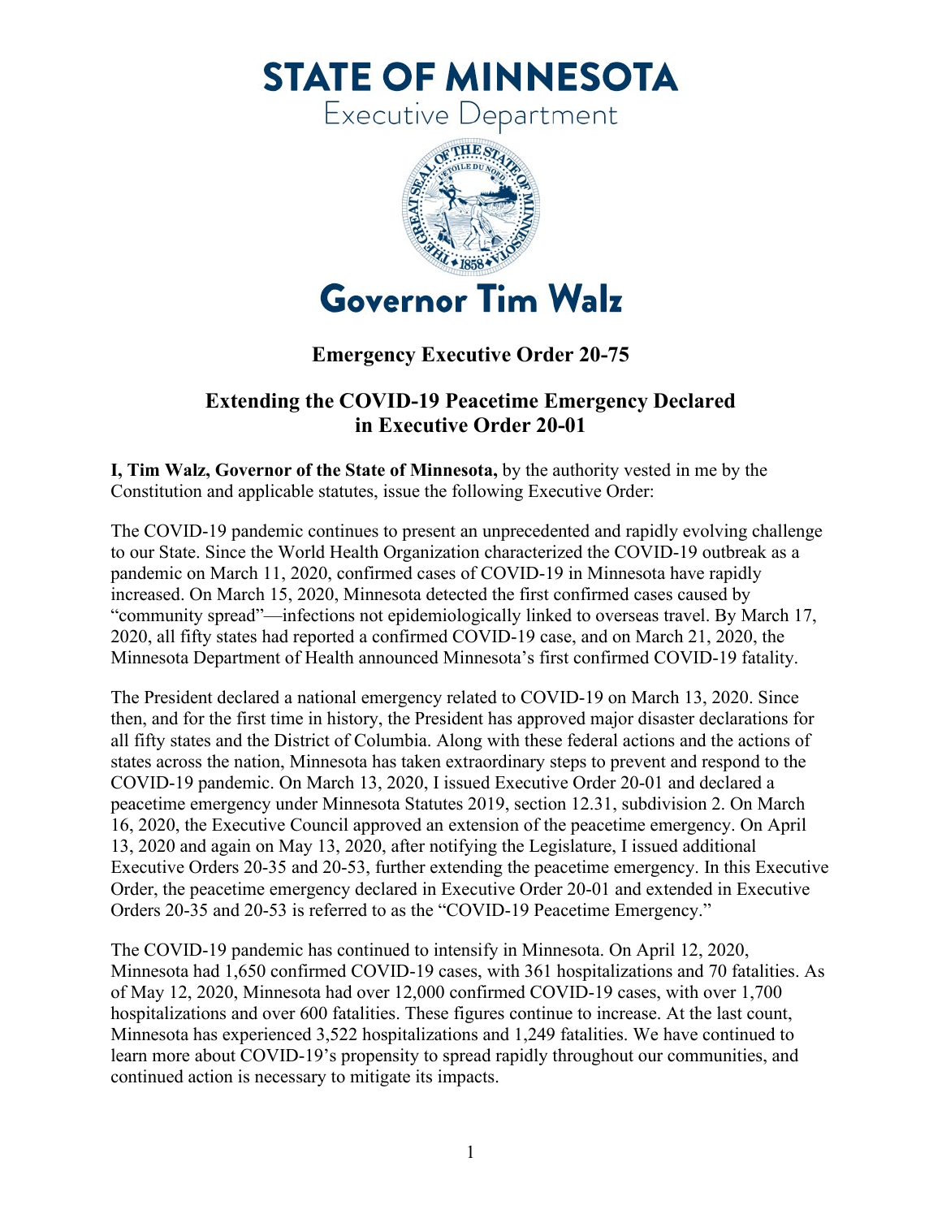# STATE OF MINNESOTA

Executive Department

## Governor Tim Walz

### Emergency Executive Order 20-75

### Extending the COVID-19 Peacetime Emergency Declared in Executive Order 20-01

**I, Tim Walz, Governor of the State of Minnesota,** by the authority vested in me by the Constitution and applicable statutes, issue the following Executive Order:

The COVID-19 pandemic continues to present an unprecedented and rapidly evolving challenge to our State. Since the World Health Organization characterized the COVID-19 outbreak as a pandemic on March 11, 2020, confirmed cases of COVID-19 in Minnesota have rapidly increased. On March 15, 2020, Minnesota detected the first confirmed cases caused by "community spread"—infections not epidemiologically linked to overseas travel. By March 17, 2020, all fifty states had reported a confirmed COVID-19 case, and on March 21, 2020, the Minnesota Department of Health announced Minnesota's first confirmed COVID-19 fatality.

The President declared a national emergency related to COVID-19 on March 13, 2020. Since then, and for the first time in history, the President has approved major disaster declarations for all fifty states and the District of Columbia. Along with these federal actions and the actions of states across the nation, Minnesota has taken extraordinary steps to prevent and respond to the COVID-19 pandemic. On March 13, 2020, I issued Executive Order 20-01 and declared a peacetime emergency under Minnesota Statutes 2019, section 12.31, subdivision 2. On March 16, 2020, the Executive Council approved an extension of the peacetime emergency. On April 13, 2020 and again on May 13, 2020, after notifying the Legislature, I issued additional Executive Orders 20-35 and 20-53, further extending the peacetime emergency. In this Executive Order, the peacetime emergency declared in Executive Order 20-01 and extended in Executive Orders 20-35 and 20-53 is referred to as the "COVID-19 Peacetime Emergency."

The COVID-19 pandemic has continued to intensify in Minnesota. On April 12, 2020, Minnesota had 1,650 confirmed COVID-19 cases, with 361 hospitalizations and 70 fatalities. As of May 12, 2020, Minnesota had over 12,000 confirmed COVID-19 cases, with over 1,700 hospitalizations and over 600 fatalities. These figures continue to increase. At the last count, Minnesota has experienced 3,522 hospitalizations and 1,249 fatalities. We have continued to learn more about COVID-19's propensity to spread rapidly throughout our communities, and continued action is necessary to mitigate its impacts.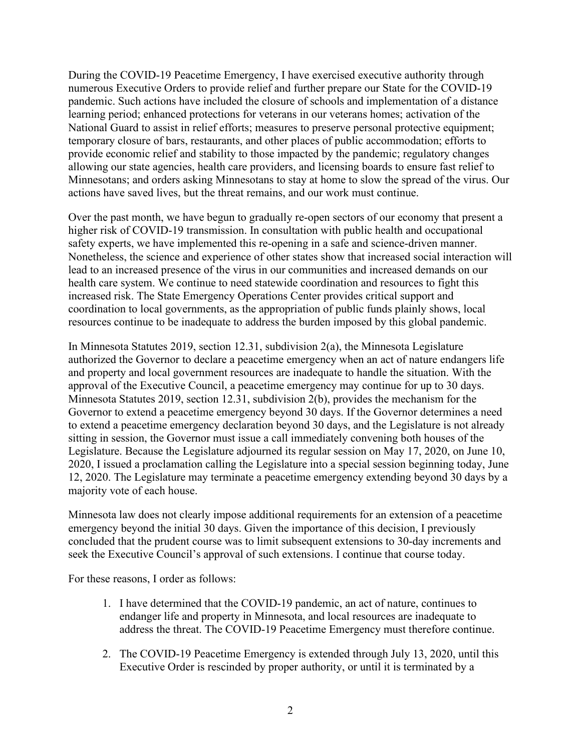During the COVID-19 Peacetime Emergency, I have exercised executive authority through numerous Executive Orders to provide relief and further prepare our State for the COVID-19 pandemic. Such actions have included the closure of schools and implementation of a distance learning period; enhanced protections for veterans in our veterans homes; activation of the National Guard to assist in relief efforts; measures to preserve personal protective equipment; temporary closure of bars, restaurants, and other places of public accommodation; efforts to provide economic relief and stability to those impacted by the pandemic; regulatory changes allowing our state agencies, health care providers, and licensing boards to ensure fast relief to Minnesotans; and orders asking Minnesotans to stay at home to slow the spread of the virus. Our actions have saved lives, but the threat remains, and our work must continue.

Over the past month, we have begun to gradually re-open sectors of our economy that present a higher risk of COVID-19 transmission. In consultation with public health and occupational safety experts, we have implemented this re-opening in a safe and science-driven manner. Nonetheless, the science and experience of other states show that increased social interaction will lead to an increased presence of the virus in our communities and increased demands on our health care system. We continue to need statewide coordination and resources to fight this increased risk. The State Emergency Operations Center provides critical support and coordination to local governments, as the appropriation of public funds plainly shows, local resources continue to be inadequate to address the burden imposed by this global pandemic.

In Minnesota Statutes 2019, section 12.31, subdivision 2(a), the Minnesota Legislature authorized the Governor to declare a peacetime emergency when an act of nature endangers life and property and local government resources are inadequate to handle the situation. With the approval of the Executive Council, a peacetime emergency may continue for up to 30 days. Minnesota Statutes 2019, section 12.31, subdivision 2(b), provides the mechanism for the Governor to extend a peacetime emergency beyond 30 days. If the Governor determines a need to extend a peacetime emergency declaration beyond 30 days, and the Legislature is not already sitting in session, the Governor must issue a call immediately convening both houses of the Legislature. Because the Legislature adjourned its regular session on May 17, 2020, on June 10, 2020, I issued a proclamation calling the Legislature into a special session beginning today, June 12, 2020. The Legislature may terminate a peacetime emergency extending beyond 30 days by a majority vote of each house.

Minnesota law does not clearly impose additional requirements for an extension of a peacetime emergency beyond the initial 30 days. Given the importance of this decision, I previously concluded that the prudent course was to limit subsequent extensions to 30-day increments and seek the Executive Council's approval of such extensions. I continue that course today.

For these reasons, I order as follows:

1. I have determined that the COVID-19 pandemic, an act of nature, continues to endanger life and property in Minnesota, and local resources are inadequate to address the threat. The COVID-19 Peacetime Emergency must therefore continue.

2. The COVID-19 Peacetime Emergency is extended through July 13, 2020, until this Executive Order is rescinded by proper authority, or until it is terminated by a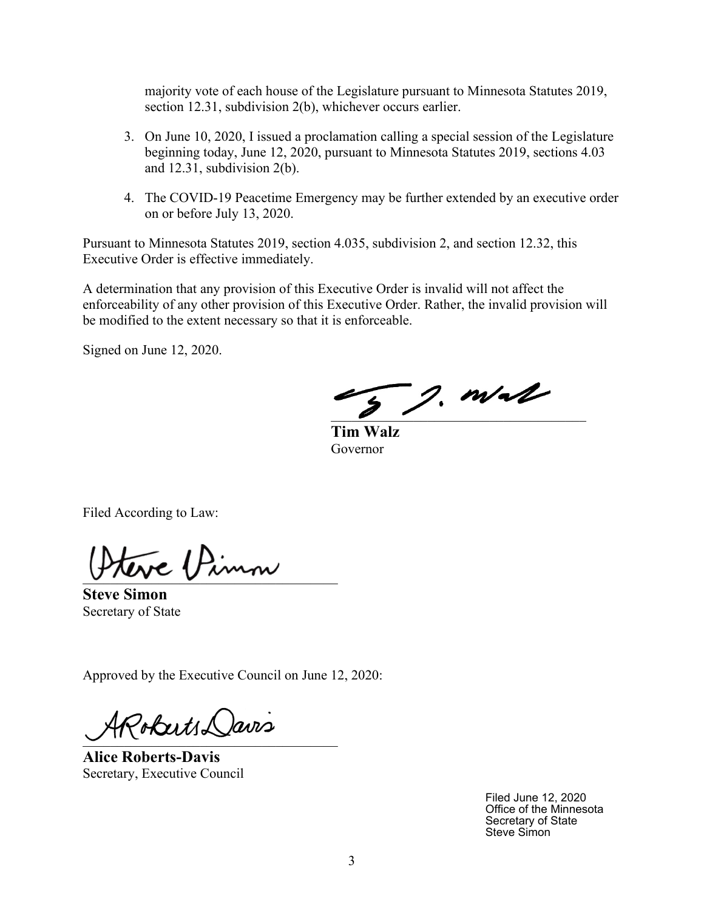majority vote of each house of the Legislature pursuant to Minnesota Statutes 2019, section 12.31, subdivision 2(b), whichever occurs earlier.

3. On June 10, 2020, I issued a proclamation calling a special session of the Legislature beginning today, June 12, 2020, pursuant to Minnesota Statutes 2019, sections 4.03 and 12.31, subdivision 2(b).
4. The COVID-19 Peacetime Emergency may be further extended by an executive order on or before July 13, 2020.

Pursuant to Minnesota Statutes 2019, section 4.035, subdivision 2, and section 12.32, this Executive Order is effective immediately.

A determination that any provision of this Executive Order is invalid will not affect the enforceability of any other provision of this Executive Order. Rather, the invalid provision will be modified to the extent necessary so that it is enforceable.

Signed on June 12, 2020.

**Tim Walz**
Governor

Filed According to Law:

**Steve Simon**
Secretary of State

Approved by the Executive Council on June 12, 2020:

**Alice Roberts-Davis**
Secretary, Executive Council

Filed June 12, 2020
Office of the Minnesota
Secretary of State
Steve Simon